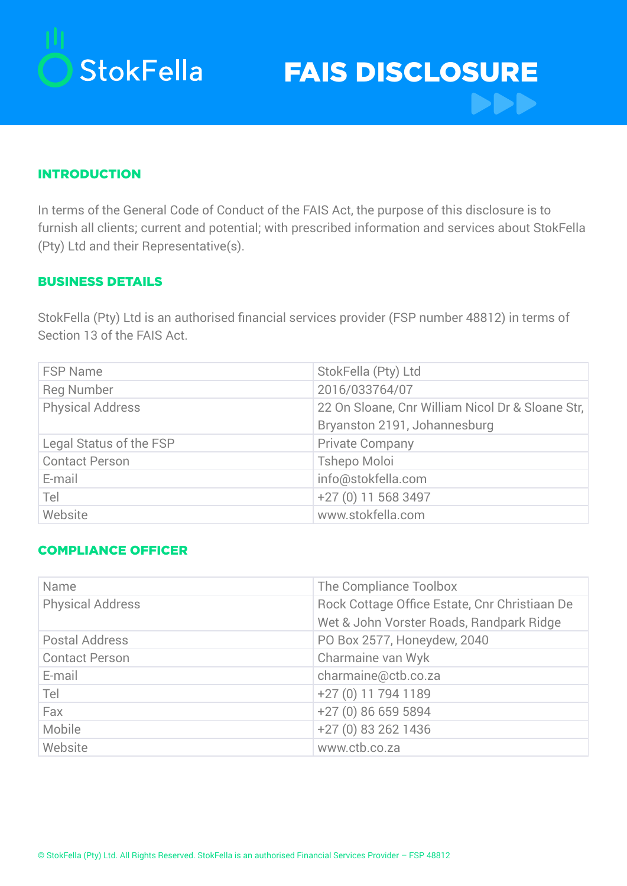StokFella

# FAIS DISCLOSURE

## INTRODUCTION

In terms of the General Code of Conduct of the FAIS Act, the purpose of this disclosure is to furnish all clients; current and potential; with prescribed information and services about StokFella (Pty) Ltd and their Representative(s).

## BUSINESS DETAILS

StokFella (Pty) Ltd is an authorised financial services provider (FSP number 48812) in terms of Section 13 of the FAIS Act.

| | |
|---|---|
| FSP Name | StokFella (Pty) Ltd |
| Reg Number | 2016/033764/07 |
| Physical Address | 22 On Sloane, Cnr William Nicol Dr & Sloane Str, Bryanston 2191, Johannesburg |
| Legal Status of the FSP | Private Company |
| Contact Person | Tshepo Moloi |
| E-mail | info@stokfella.com |
| Tel | +27 (0) 11 568 3497 |
| Website | www.stokfella.com |

## COMPLIANCE OFFICER

| | |
|---|---|
| Name | The Compliance Toolbox |
| Physical Address | Rock Cottage Office Estate, Cnr Christiaan De Wet & John Vorster Roads, Randpark Ridge |
| Postal Address | PO Box 2577, Honeydew, 2040 |
| Contact Person | Charmaine van Wyk |
| E-mail | charmaine@ctb.co.za |
| Tel | +27 (0) 11 794 1189 |
| Fax | +27 (0) 86 659 5894 |
| Mobile | +27 (0) 83 262 1436 |
| Website | www.ctb.co.za |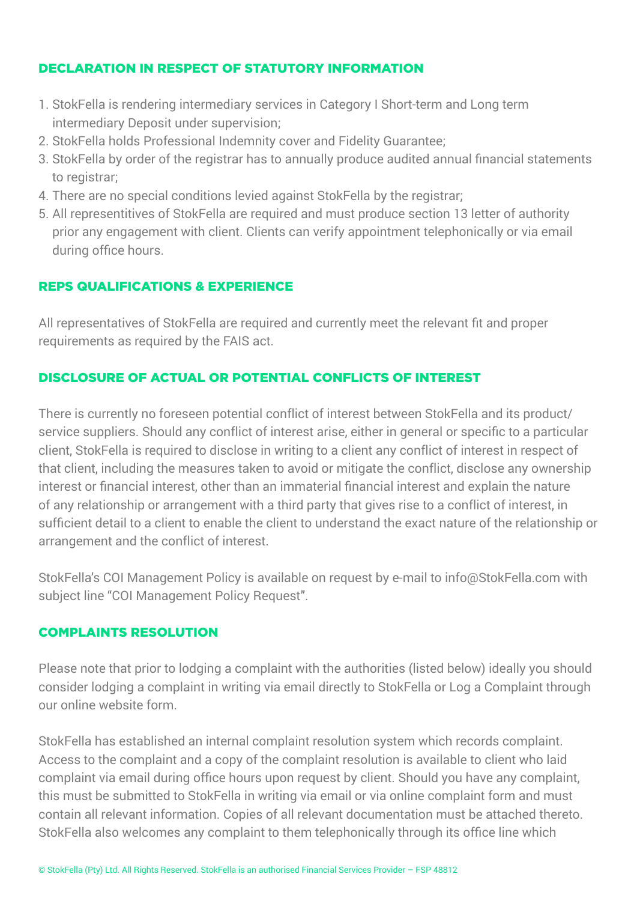## DECLARATION IN RESPECT OF STATUTORY INFORMATION

1. StokFella is rendering intermediary services in Category I Short-term and Long term intermediary Deposit under supervision;
2. StokFella holds Professional Indemnity cover and Fidelity Guarantee;
3. StokFella by order of the registrar has to annually produce audited annual financial statements to registrar;
4. There are no special conditions levied against StokFella by the registrar;
5. All representitives of StokFella are required and must produce section 13 letter of authority prior any engagement with client. Clients can verify appointment telephonically or via email during office hours.

## REPS QUALIFICATIONS & EXPERIENCE

All representatives of StokFella are required and currently meet the relevant fit and proper requirements as required by the FAIS act.

## DISCLOSURE OF ACTUAL OR POTENTIAL CONFLICTS OF INTEREST

There is currently no foreseen potential conflict of interest between StokFella and its product/ service suppliers. Should any conflict of interest arise, either in general or specific to a particular client, StokFella is required to disclose in writing to a client any conflict of interest in respect of that client, including the measures taken to avoid or mitigate the conflict, disclose any ownership interest or financial interest, other than an immaterial financial interest and explain the nature of any relationship or arrangement with a third party that gives rise to a conflict of interest, in sufficient detail to a client to enable the client to understand the exact nature of the relationship or arrangement and the conflict of interest.

StokFella's COI Management Policy is available on request by e-mail to info@StokFella.com with subject line "COI Management Policy Request".

## COMPLAINTS RESOLUTION

Please note that prior to lodging a complaint with the authorities (listed below) ideally you should consider lodging a complaint in writing via email directly to StokFella or Log a Complaint through our online website form.

StokFella has established an internal complaint resolution system which records complaint. Access to the complaint and a copy of the complaint resolution is available to client who laid complaint via email during office hours upon request by client. Should you have any complaint, this must be submitted to StokFella in writing via email or via online complaint form and must contain all relevant information. Copies of all relevant documentation must be attached thereto. StokFella also welcomes any complaint to them telephonically through its office line which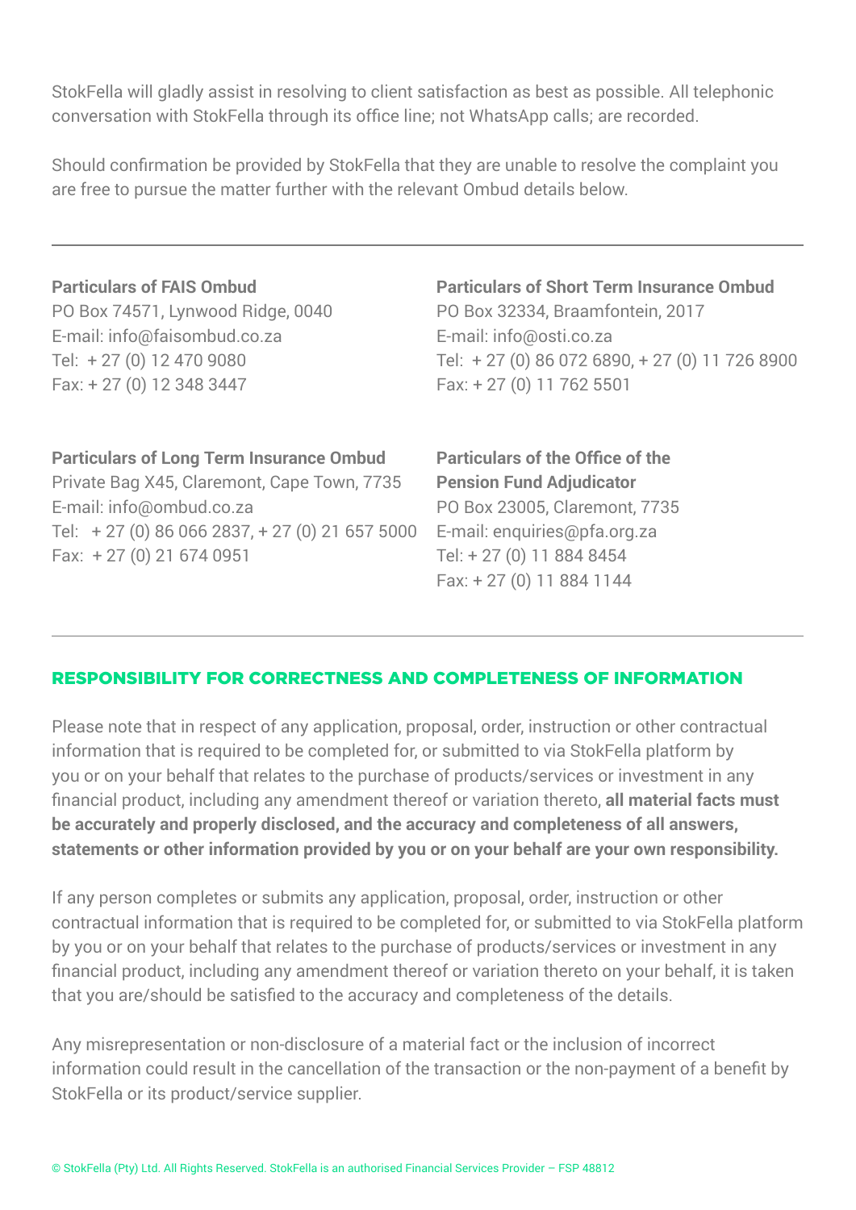StokFella will gladly assist in resolving to client satisfaction as best as possible. All telephonic conversation with StokFella through its office line; not WhatsApp calls; are recorded.

Should confirmation be provided by StokFella that they are unable to resolve the complaint you are free to pursue the matter further with the relevant Ombud details below.

---

**Particulars of FAIS Ombud**
PO Box 74571, Lynwood Ridge, 0040
E-mail: info@faisombud.co.za
Tel: + 27 (0) 12 470 9080
Fax: + 27 (0) 12 348 3447

**Particulars of Short Term Insurance Ombud**
PO Box 32334, Braamfontein, 2017
E-mail: info@osti.co.za
Tel: + 27 (0) 86 072 6890, + 27 (0) 11 726 8900
Fax: + 27 (0) 11 762 5501

**Particulars of Long Term Insurance Ombud**
Private Bag X45, Claremont, Cape Town, 7735
E-mail: info@ombud.co.za
Tel: + 27 (0) 86 066 2837, + 27 (0) 21 657 5000
Fax: + 27 (0) 21 674 0951

**Particulars of the Office of the Pension Fund Adjudicator**
PO Box 23005, Claremont, 7735
E-mail: enquiries@pfa.org.za
Tel: + 27 (0) 11 884 8454
Fax: + 27 (0) 11 884 1144

---

## RESPONSIBILITY FOR CORRECTNESS AND COMPLETENESS OF INFORMATION

Please note that in respect of any application, proposal, order, instruction or other contractual information that is required to be completed for, or submitted to via StokFella platform by you or on your behalf that relates to the purchase of products/services or investment in any financial product, including any amendment thereof or variation thereto, **all material facts must be accurately and properly disclosed, and the accuracy and completeness of all answers, statements or other information provided by you or on your behalf are your own responsibility.**

If any person completes or submits any application, proposal, order, instruction or other contractual information that is required to be completed for, or submitted to via StokFella platform by you or on your behalf that relates to the purchase of products/services or investment in any financial product, including any amendment thereof or variation thereto on your behalf, it is taken that you are/should be satisfied to the accuracy and completeness of the details.

Any misrepresentation or non-disclosure of a material fact or the inclusion of incorrect information could result in the cancellation of the transaction or the non-payment of a benefit by StokFella or its product/service supplier.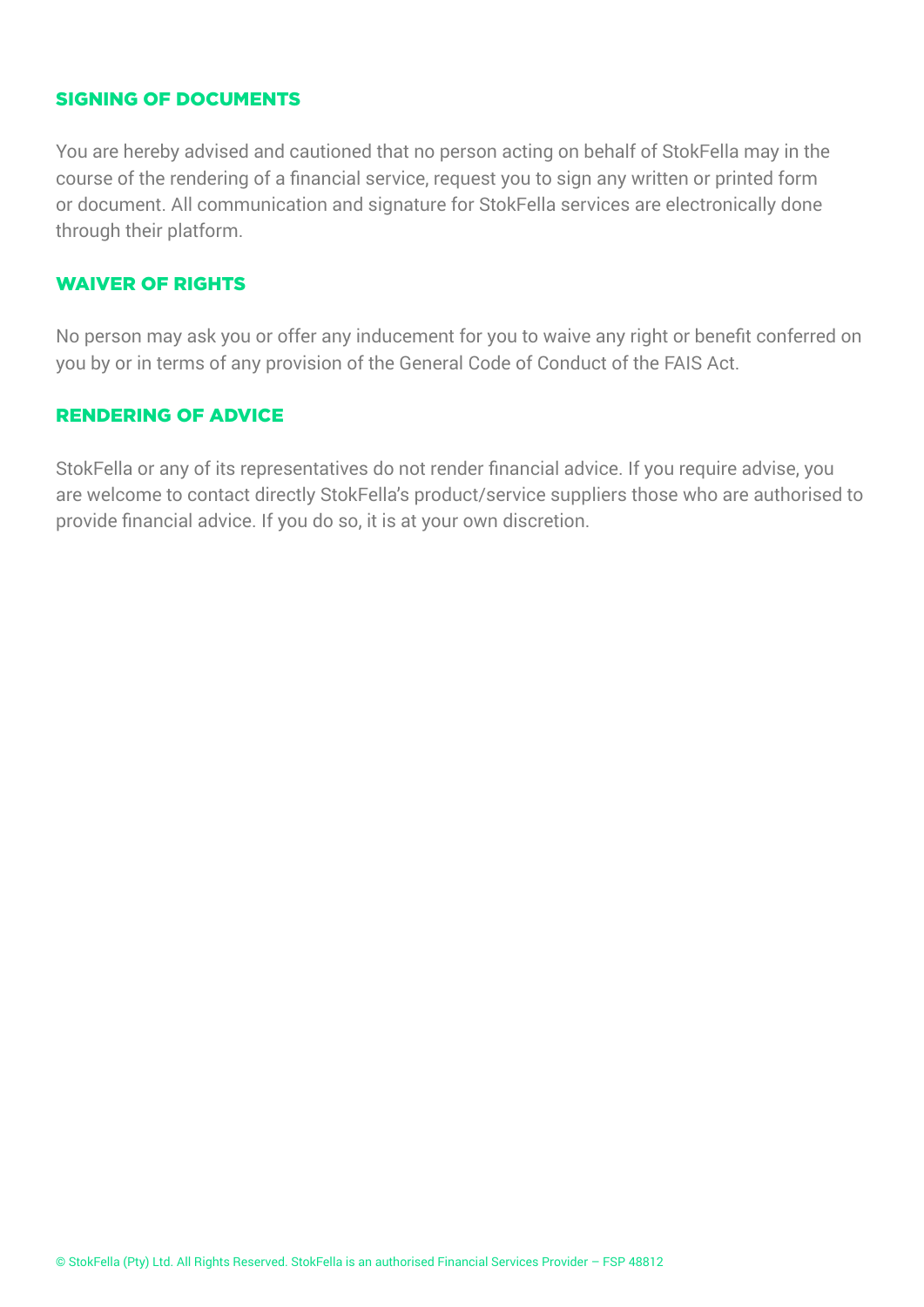## SIGNING OF DOCUMENTS

You are hereby advised and cautioned that no person acting on behalf of StokFella may in the course of the rendering of a financial service, request you to sign any written or printed form or document. All communication and signature for StokFella services are electronically done through their platform.

## WAIVER OF RIGHTS

No person may ask you or offer any inducement for you to waive any right or benefit conferred on you by or in terms of any provision of the General Code of Conduct of the FAIS Act.

## RENDERING OF ADVICE

StokFella or any of its representatives do not render financial advice. If you require advise, you are welcome to contact directly StokFella's product/service suppliers those who are authorised to provide financial advice. If you do so, it is at your own discretion.